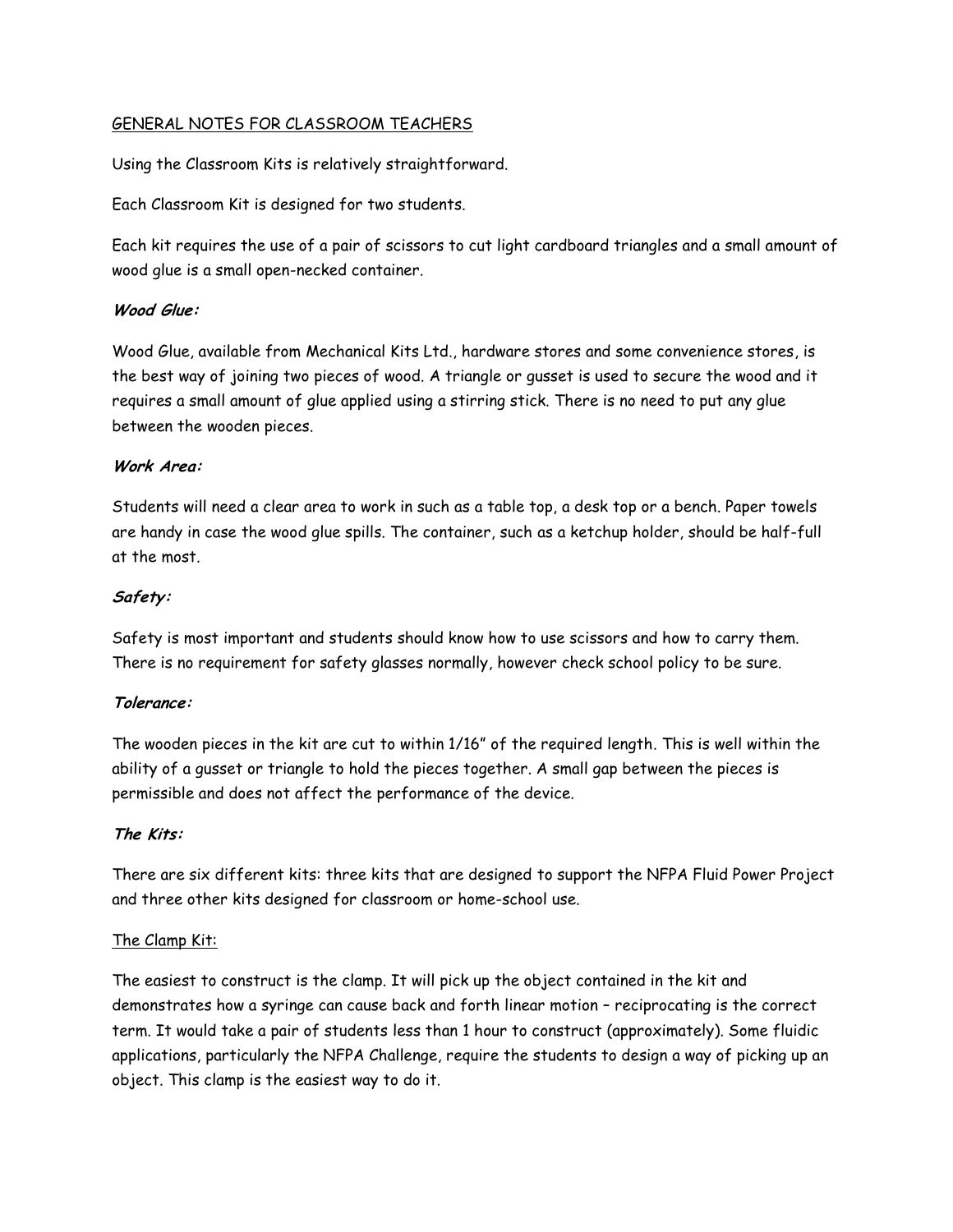## GENERAL NOTES FOR CLASSROOM TEACHERS

Using the Classroom Kits is relatively straightforward.

Each Classroom Kit is designed for two students.

Each kit requires the use of a pair of scissors to cut light cardboard triangles and a small amount of wood glue is a small open-necked container.

### *Wood Glue:*

Wood Glue, available from Mechanical Kits Ltd., hardware stores and some convenience stores, is the best way of joining two pieces of wood. A triangle or gusset is used to secure the wood and it requires a small amount of glue applied using a stirring stick. There is no need to put any glue between the wooden pieces.

### *Work Area:*

Students will need a clear area to work in such as a table top, a desk top or a bench. Paper towels are handy in case the wood glue spills. The container, such as a ketchup holder, should be half-full at the most.

### *Safety:*

Safety is most important and students should know how to use scissors and how to carry them. There is no requirement for safety glasses normally, however check school policy to be sure.

### *Tolerance:*

The wooden pieces in the kit are cut to within 1/16" of the required length. This is well within the ability of a gusset or triangle to hold the pieces together. A small gap between the pieces is permissible and does not affect the performance of the device.

### *The Kits:*

There are six different kits: three kits that are designed to support the NFPA Fluid Power Project and three other kits designed for classroom or home-school use.

#### The Clamp Kit:

The easiest to construct is the clamp. It will pick up the object contained in the kit and demonstrates how a syringe can cause back and forth linear motion – reciprocating is the correct term. It would take a pair of students less than 1 hour to construct (approximately). Some fluidic applications, particularly the NFPA Challenge, require the students to design a way of picking up an object. This clamp is the easiest way to do it.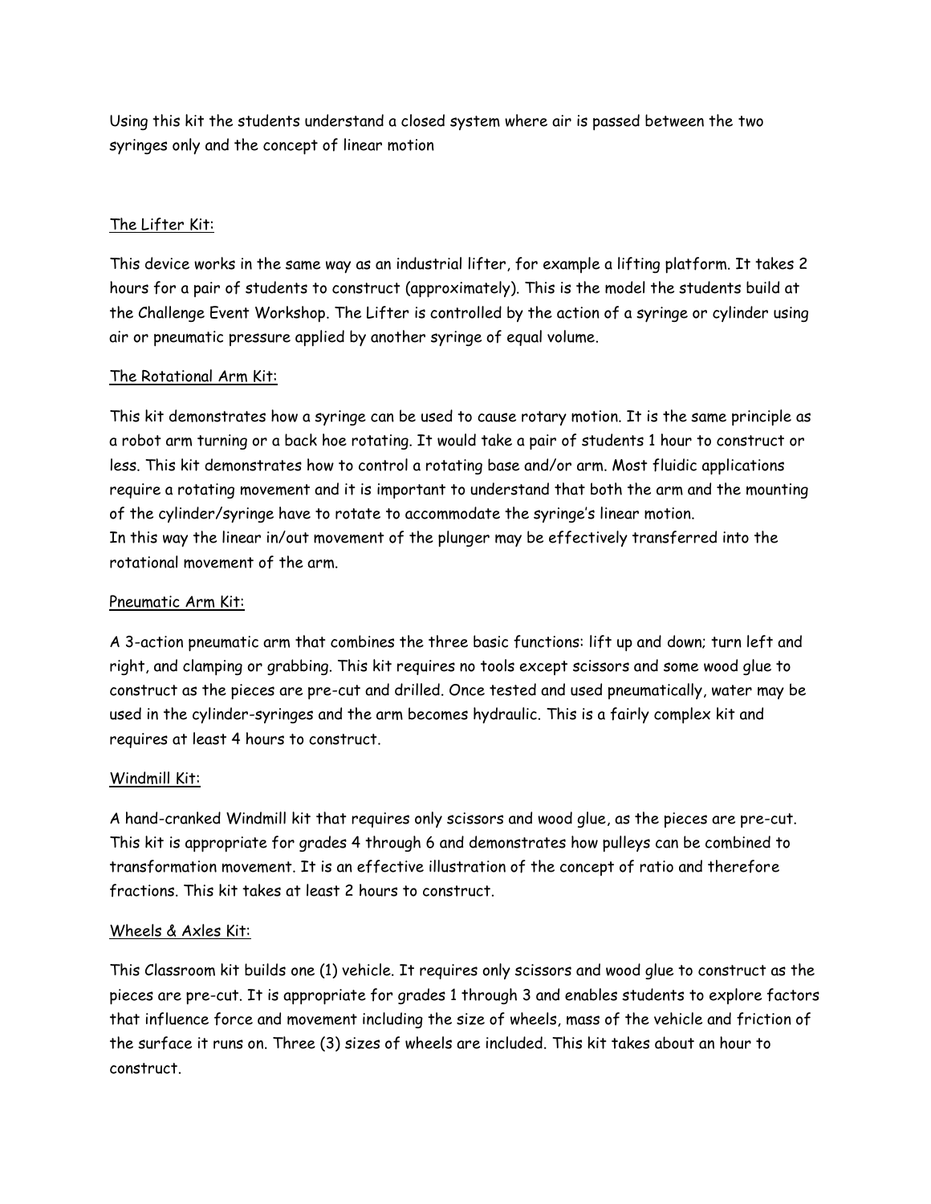Using this kit the students understand a closed system where air is passed between the two syringes only and the concept of linear motion

<u>The Lifter Kit:</u>

This device works in the same way as an industrial lifter, for example a lifting platform. It takes 2 hours for a pair of students to construct (approximately). This is the model the students build at the Challenge Event Workshop. The Lifter is controlled by the action of a syringe or cylinder using air or pneumatic pressure applied by another syringe of equal volume.

<u>The Rotational Arm Kit:</u>

This kit demonstrates how a syringe can be used to cause rotary motion. It is the same principle as a robot arm turning or a back hoe rotating. It would take a pair of students 1 hour to construct or less. This kit demonstrates how to control a rotating base and/or arm. Most fluidic applications require a rotating movement and it is important to understand that both the arm and the mounting of the cylinder/syringe have to rotate to accommodate the syringe's linear motion.
In this way the linear in/out movement of the plunger may be effectively transferred into the rotational movement of the arm.

<u>Pneumatic Arm Kit:</u>

A 3-action pneumatic arm that combines the three basic functions: lift up and down; turn left and right, and clamping or grabbing. This kit requires no tools except scissors and some wood glue to construct as the pieces are pre-cut and drilled. Once tested and used pneumatically, water may be used in the cylinder-syringes and the arm becomes hydraulic. This is a fairly complex kit and requires at least 4 hours to construct.

<u>Windmill Kit:</u>

A hand-cranked Windmill kit that requires only scissors and wood glue, as the pieces are pre-cut. This kit is appropriate for grades 4 through 6 and demonstrates how pulleys can be combined to transformation movement. It is an effective illustration of the concept of ratio and therefore fractions. This kit takes at least 2 hours to construct.

<u>Wheels & Axles Kit:</u>

This Classroom kit builds one (1) vehicle. It requires only scissors and wood glue to construct as the pieces are pre-cut. It is appropriate for grades 1 through 3 and enables students to explore factors that influence force and movement including the size of wheels, mass of the vehicle and friction of the surface it runs on. Three (3) sizes of wheels are included. This kit takes about an hour to construct.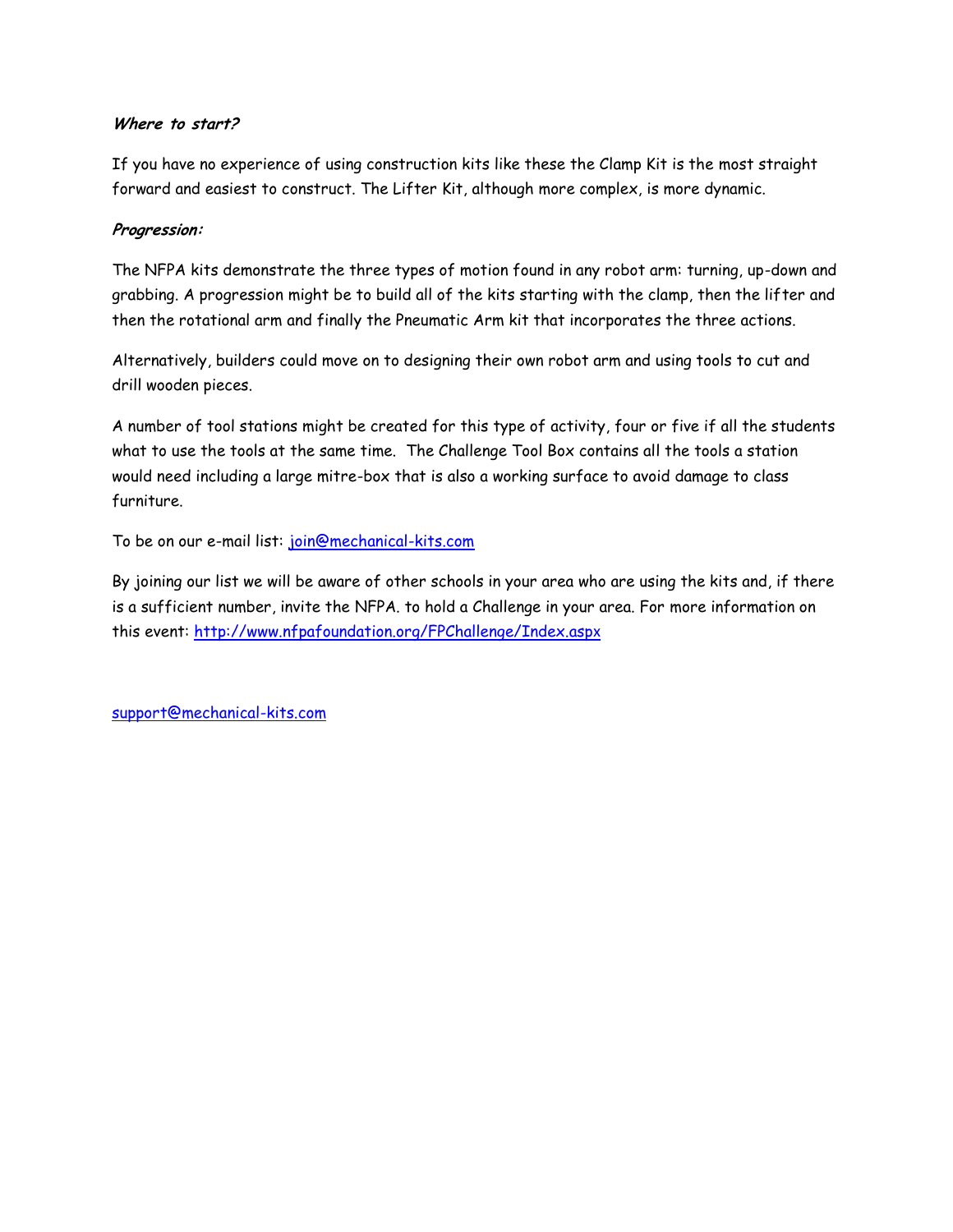***Where to start?***

If you have no experience of using construction kits like these the Clamp Kit is the most straight forward and easiest to construct. The Lifter Kit, although more complex, is more dynamic.

***Progression:***

The NFPA kits demonstrate the three types of motion found in any robot arm: turning, up-down and grabbing. A progression might be to build all of the kits starting with the clamp, then the lifter and then the rotational arm and finally the Pneumatic Arm kit that incorporates the three actions.

Alternatively, builders could move on to designing their own robot arm and using tools to cut and drill wooden pieces.

A number of tool stations might be created for this type of activity, four or five if all the students what to use the tools at the same time. The Challenge Tool Box contains all the tools a station would need including a large mitre-box that is also a working surface to avoid damage to class furniture.

To be on our e-mail list: join@mechanical-kits.com

By joining our list we will be aware of other schools in your area who are using the kits and, if there is a sufficient number, invite the NFPA. to hold a Challenge in your area. For more information on this event: http://www.nfpafoundation.org/FPChallenge/Index.aspx

support@mechanical-kits.com